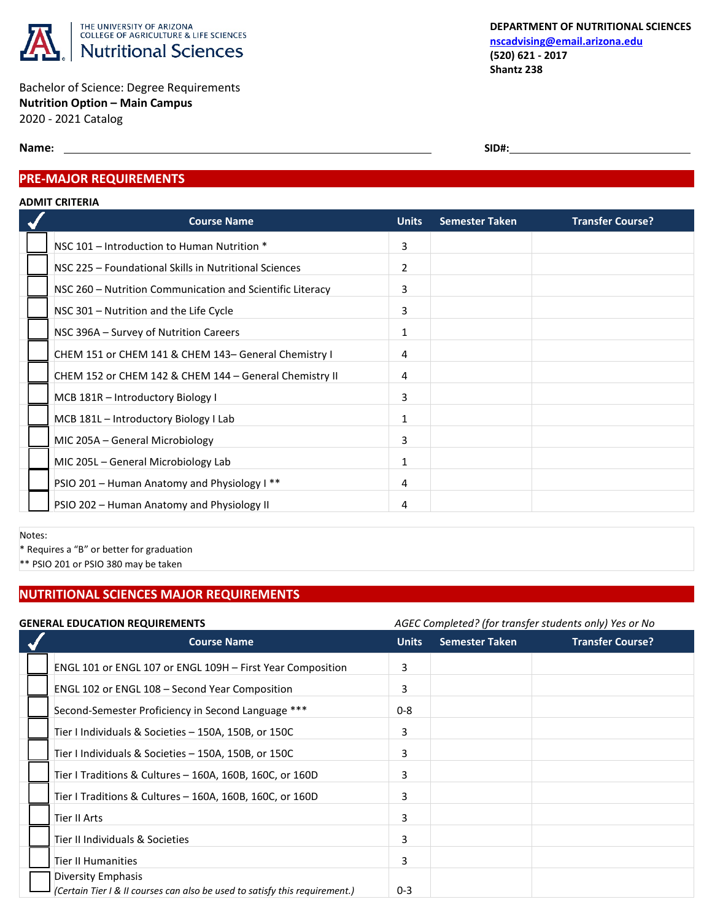THE UNIVERSITY OF ARIZONA
COLLEGE OF AGRICULTURE & LIFE SCIENCES
Nutritional Sciences

**DEPARTMENT OF NUTRITIONAL SCIENCES**
**nscadvising@email.arizona.edu**
**(520) 621 - 2017**
**Shantz 238**

Bachelor of Science: Degree Requirements
**Nutrition Option – Main Campus**
2020 - 2021 Catalog

**Name:** ____________________ **SID#:** ____________________

## PRE-MAJOR REQUIREMENTS

**ADMIT CRITERIA**

| ✓ | Course Name | Units | Semester Taken | Transfer Course? |
|---|---|---|---|---|
| ☐ | NSC 101 – Introduction to Human Nutrition * | 3 | | |
| ☐ | NSC 225 – Foundational Skills in Nutritional Sciences | 2 | | |
| ☐ | NSC 260 – Nutrition Communication and Scientific Literacy | 3 | | |
| ☐ | NSC 301 – Nutrition and the Life Cycle | 3 | | |
| ☐ | NSC 396A – Survey of Nutrition Careers | 1 | | |
| ☐ | CHEM 151 or CHEM 141 & CHEM 143– General Chemistry I | 4 | | |
| ☐ | CHEM 152 or CHEM 142 & CHEM 144 – General Chemistry II | 4 | | |
| ☐ | MCB 181R – Introductory Biology I | 3 | | |
| ☐ | MCB 181L – Introductory Biology I Lab | 1 | | |
| ☐ | MIC 205A – General Microbiology | 3 | | |
| ☐ | MIC 205L – General Microbiology Lab | 1 | | |
| ☐ | PSIO 201 – Human Anatomy and Physiology I ** | 4 | | |
| ☐ | PSIO 202 – Human Anatomy and Physiology II | 4 | | |

Notes:
* Requires a "B" or better for graduation
** PSIO 201 or PSIO 380 may be taken

## NUTRITIONAL SCIENCES MAJOR REQUIREMENTS

**GENERAL EDUCATION REQUIREMENTS** *AGEC Completed? (for transfer students only) Yes or No*

| ✓ | Course Name | Units | Semester Taken | Transfer Course? |
|---|---|---|---|---|
| ☐ | ENGL 101 or ENGL 107 or ENGL 109H – First Year Composition | 3 | | |
| ☐ | ENGL 102 or ENGL 108 – Second Year Composition | 3 | | |
| ☐ | Second-Semester Proficiency in Second Language *** | 0-8 | | |
| ☐ | Tier I Individuals & Societies – 150A, 150B, or 150C | 3 | | |
| ☐ | Tier I Individuals & Societies – 150A, 150B, or 150C | 3 | | |
| ☐ | Tier I Traditions & Cultures – 160A, 160B, 160C, or 160D | 3 | | |
| ☐ | Tier I Traditions & Cultures – 160A, 160B, 160C, or 160D | 3 | | |
| ☐ | Tier II Arts | 3 | | |
| ☐ | Tier II Individuals & Societies | 3 | | |
| ☐ | Tier II Humanities | 3 | | |
| ☐ | Diversity Emphasis *(Certain Tier I & II courses can also be used to satisfy this requirement.)* | 0-3 | | |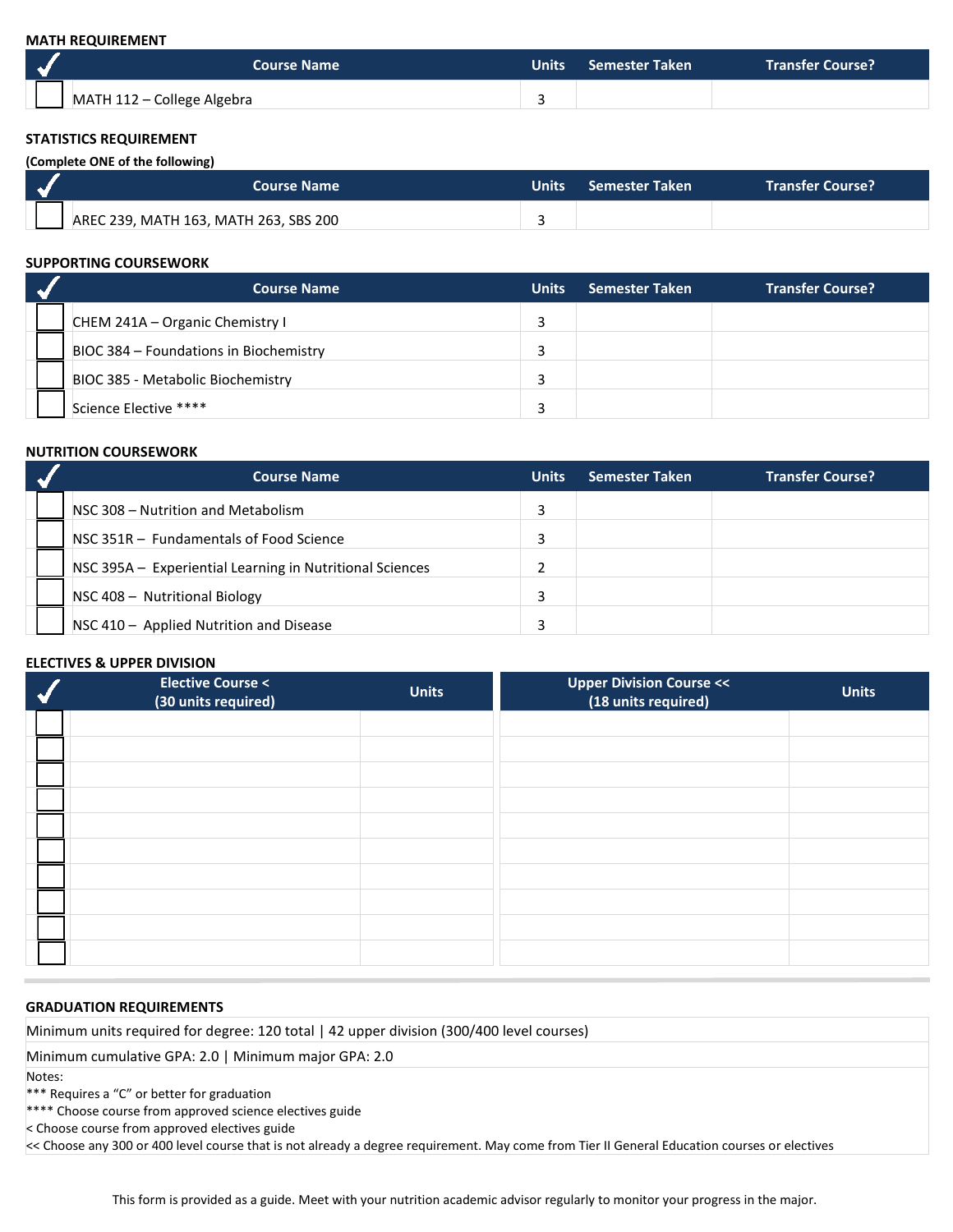**MATH REQUIREMENT**

| ✓ | Course Name | Units | Semester Taken | Transfer Course? |
|---|---|---|---|---|
| ☐ | MATH 112 – College Algebra | 3 | | |

**STATISTICS REQUIREMENT**

**(Complete ONE of the following)**

| ✓ | Course Name | Units | Semester Taken | Transfer Course? |
|---|---|---|---|---|
| ☐ | AREC 239, MATH 163, MATH 263, SBS 200 | 3 | | |

**SUPPORTING COURSEWORK**

| ✓ | Course Name | Units | Semester Taken | Transfer Course? |
|---|---|---|---|---|
| ☐ | CHEM 241A – Organic Chemistry I | 3 | | |
| ☐ | BIOC 384 – Foundations in Biochemistry | 3 | | |
| ☐ | BIOC 385 - Metabolic Biochemistry | 3 | | |
| ☐ | Science Elective **** | 3 | | |

**NUTRITION COURSEWORK**

| ✓ | Course Name | Units | Semester Taken | Transfer Course? |
|---|---|---|---|---|
| ☐ | NSC 308 – Nutrition and Metabolism | 3 | | |
| ☐ | NSC 351R – Fundamentals of Food Science | 3 | | |
| ☐ | NSC 395A – Experiential Learning in Nutritional Sciences | 2 | | |
| ☐ | NSC 408 – Nutritional Biology | 3 | | |
| ☐ | NSC 410 – Applied Nutrition and Disease | 3 | | |

**ELECTIVES & UPPER DIVISION**

| ✓ | Elective Course < (30 units required) | Units | Upper Division Course << (18 units required) | Units |
|---|---|---|---|---|
| ☐ | | | | |
| ☐ | | | | |
| ☐ | | | | |
| ☐ | | | | |
| ☐ | | | | |
| ☐ | | | | |
| ☐ | | | | |
| ☐ | | | | |
| ☐ | | | | |
| ☐ | | | | |

**GRADUATION REQUIREMENTS**

Minimum units required for degree: 120 total | 42 upper division (300/400 level courses)

Minimum cumulative GPA: 2.0 | Minimum major GPA: 2.0

Notes:

*** Requires a "C" or better for graduation

**** Choose course from approved science electives guide

< Choose course from approved electives guide

<< Choose any 300 or 400 level course that is not already a degree requirement. May come from Tier II General Education courses or electives

This form is provided as a guide. Meet with your nutrition academic advisor regularly to monitor your progress in the major.